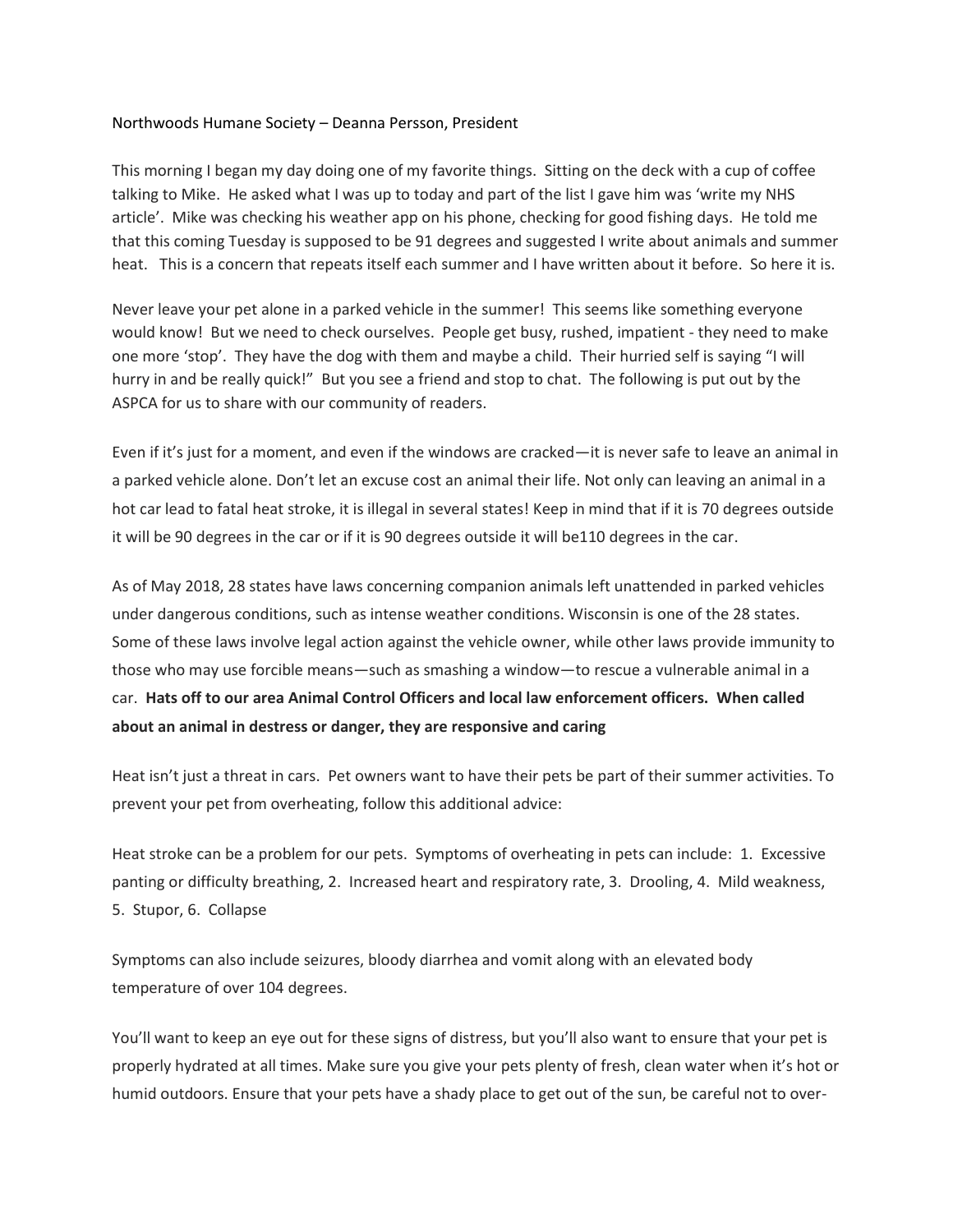Northwoods Humane Society – Deanna Persson, President

This morning I began my day doing one of my favorite things. Sitting on the deck with a cup of coffee talking to Mike. He asked what I was up to today and part of the list I gave him was 'write my NHS article'. Mike was checking his weather app on his phone, checking for good fishing days. He told me that this coming Tuesday is supposed to be 91 degrees and suggested I write about animals and summer heat. This is a concern that repeats itself each summer and I have written about it before. So here it is.

Never leave your pet alone in a parked vehicle in the summer! This seems like something everyone would know! But we need to check ourselves. People get busy, rushed, impatient - they need to make one more 'stop'. They have the dog with them and maybe a child. Their hurried self is saying "I will hurry in and be really quick!" But you see a friend and stop to chat. The following is put out by the ASPCA for us to share with our community of readers.

Even if it's just for a moment, and even if the windows are cracked—it is never safe to leave an animal in a parked vehicle alone. Don't let an excuse cost an animal their life. Not only can leaving an animal in a hot car lead to fatal heat stroke, it is illegal in several states! Keep in mind that if it is 70 degrees outside it will be 90 degrees in the car or if it is 90 degrees outside it will be110 degrees in the car.

As of May 2018, 28 states have laws concerning companion animals left unattended in parked vehicles under dangerous conditions, such as intense weather conditions. Wisconsin is one of the 28 states. Some of these laws involve legal action against the vehicle owner, while other laws provide immunity to those who may use forcible means—such as smashing a window—to rescue a vulnerable animal in a car. **Hats off to our area Animal Control Officers and local law enforcement officers. When called about an animal in destress or danger, they are responsive and caring**

Heat isn't just a threat in cars. Pet owners want to have their pets be part of their summer activities. To prevent your pet from overheating, follow this additional advice:

Heat stroke can be a problem for our pets. Symptoms of overheating in pets can include: 1. Excessive panting or difficulty breathing, 2. Increased heart and respiratory rate, 3. Drooling, 4. Mild weakness, 5. Stupor, 6. Collapse

Symptoms can also include seizures, bloody diarrhea and vomit along with an elevated body temperature of over 104 degrees.

You'll want to keep an eye out for these signs of distress, but you'll also want to ensure that your pet is properly hydrated at all times. Make sure you give your pets plenty of fresh, clean water when it's hot or humid outdoors. Ensure that your pets have a shady place to get out of the sun, be careful not to over-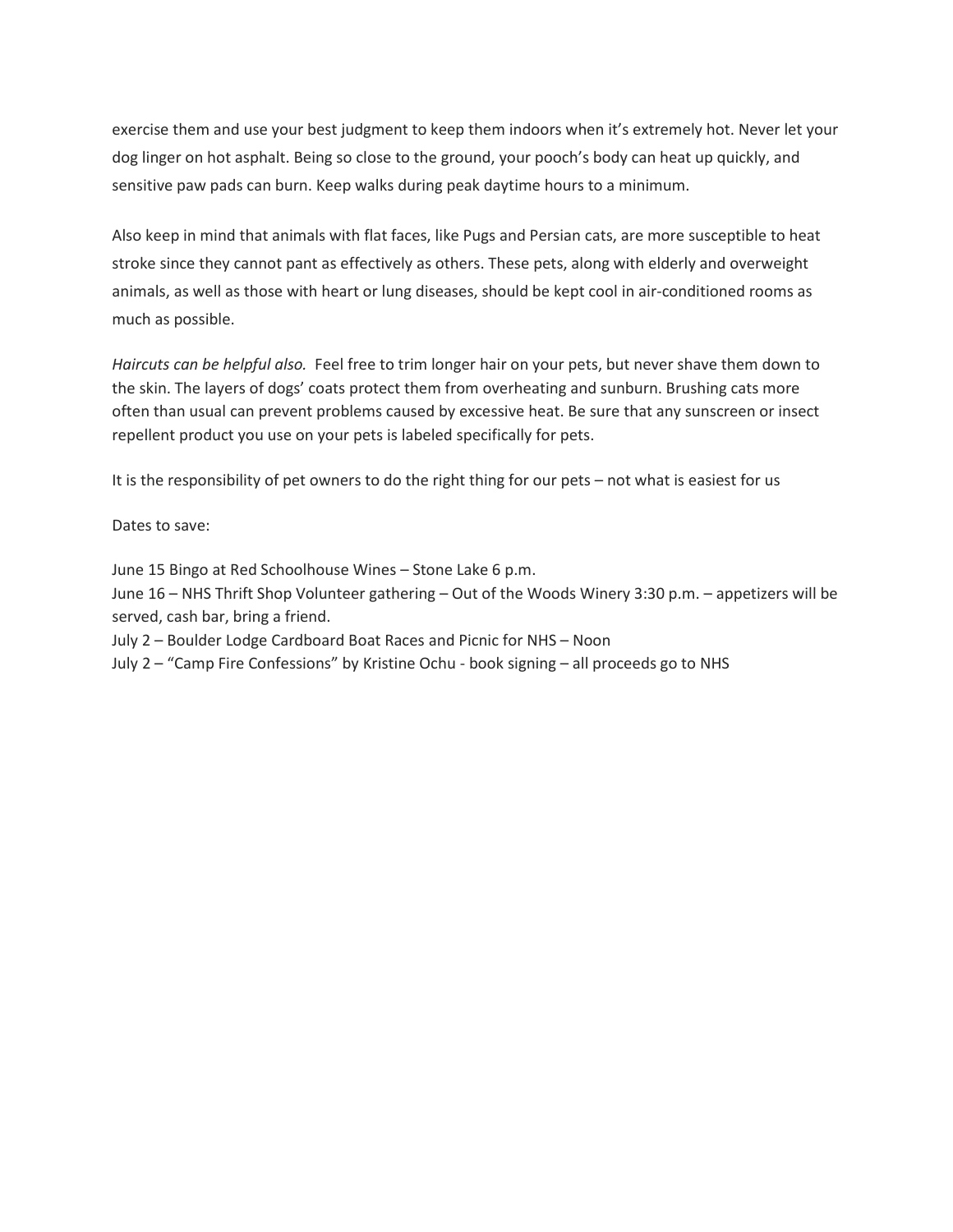exercise them and use your best judgment to keep them indoors when it's extremely hot. Never let your dog linger on hot asphalt. Being so close to the ground, your pooch's body can heat up quickly, and sensitive paw pads can burn. Keep walks during peak daytime hours to a minimum.

Also keep in mind that animals with flat faces, like Pugs and Persian cats, are more susceptible to heat stroke since they cannot pant as effectively as others. These pets, along with elderly and overweight animals, as well as those with heart or lung diseases, should be kept cool in air-conditioned rooms as much as possible.

*Haircuts can be helpful also.* Feel free to trim longer hair on your pets, but never shave them down to the skin. The layers of dogs' coats protect them from overheating and sunburn. Brushing cats more often than usual can prevent problems caused by excessive heat. Be sure that any sunscreen or insect repellent product you use on your pets is labeled specifically for pets.

It is the responsibility of pet owners to do the right thing for our pets – not what is easiest for us

Dates to save:

June 15 Bingo at Red Schoolhouse Wines – Stone Lake 6 p.m.
June 16 – NHS Thrift Shop Volunteer gathering – Out of the Woods Winery 3:30 p.m. – appetizers will be served, cash bar, bring a friend.
July 2 – Boulder Lodge Cardboard Boat Races and Picnic for NHS – Noon
July 2 – "Camp Fire Confessions" by Kristine Ochu - book signing – all proceeds go to NHS